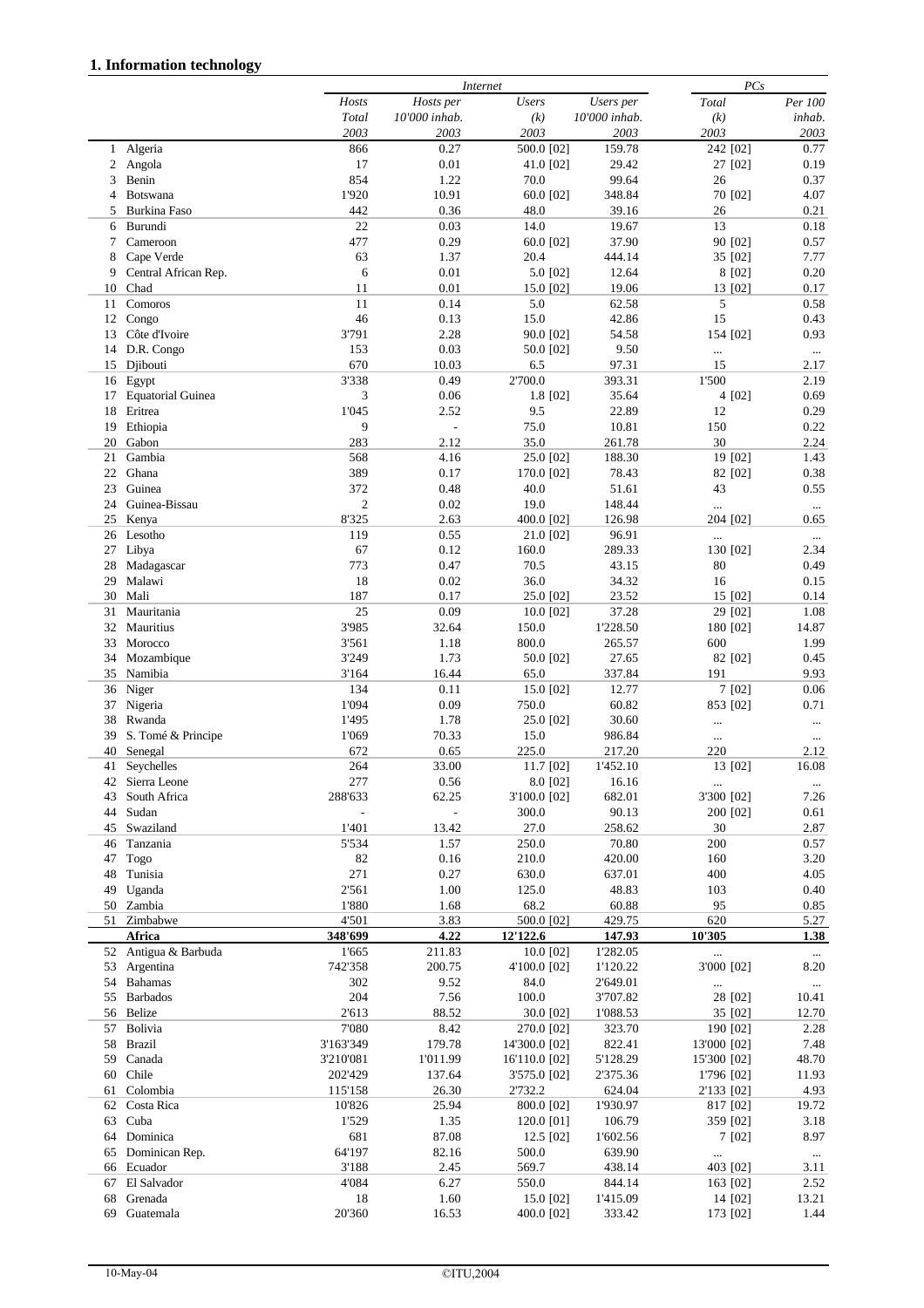## 1. Information technology

| | | Internet | | | | PCs | |
|---|---|---|---|---|---|---|---|
| | | Hosts | Hosts per | Users | Users per | Total | Per 100 |
| | | Total | 10'000 inhab. | (k) | 10'000 inhab. | (k) | inhab. |
| | | 2003 | 2003 | 2003 | 2003 | 2003 | 2003 |
| 1 | Algeria | 866 | 0.27 | 500.0 [02] | 159.78 | 242 [02] | 0.77 |
| 2 | Angola | 17 | 0.01 | 41.0 [02] | 29.42 | 27 [02] | 0.19 |
| 3 | Benin | 854 | 1.22 | 70.0 | 99.64 | 26 | 0.37 |
| 4 | Botswana | 1'920 | 10.91 | 60.0 [02] | 348.84 | 70 [02] | 4.07 |
| 5 | Burkina Faso | 442 | 0.36 | 48.0 | 39.16 | 26 | 0.21 |
| 6 | Burundi | 22 | 0.03 | 14.0 | 19.67 | 13 | 0.18 |
| 7 | Cameroon | 477 | 0.29 | 60.0 [02] | 37.90 | 90 [02] | 0.57 |
| 8 | Cape Verde | 63 | 1.37 | 20.4 | 444.14 | 35 [02] | 7.77 |
| 9 | Central African Rep. | 6 | 0.01 | 5.0 [02] | 12.64 | 8 [02] | 0.20 |
| 10 | Chad | 11 | 0.01 | 15.0 [02] | 19.06 | 13 [02] | 0.17 |
| 11 | Comoros | 11 | 0.14 | 5.0 | 62.58 | 5 | 0.58 |
| 12 | Congo | 46 | 0.13 | 15.0 | 42.86 | 15 | 0.43 |
| 13 | Côte d'Ivoire | 3'791 | 2.28 | 90.0 [02] | 54.58 | 154 [02] | 0.93 |
| 14 | D.R. Congo | 153 | 0.03 | 50.0 [02] | 9.50 | ... | ... |
| 15 | Djibouti | 670 | 10.03 | 6.5 | 97.31 | 15 | 2.17 |
| 16 | Egypt | 3'338 | 0.49 | 2'700.0 | 393.31 | 1'500 | 2.19 |
| 17 | Equatorial Guinea | 3 | 0.06 | 1.8 [02] | 35.64 | 4 [02] | 0.69 |
| 18 | Eritrea | 1'045 | 2.52 | 9.5 | 22.89 | 12 | 0.29 |
| 19 | Ethiopia | 9 | - | 75.0 | 10.81 | 150 | 0.22 |
| 20 | Gabon | 283 | 2.12 | 35.0 | 261.78 | 30 | 2.24 |
| 21 | Gambia | 568 | 4.16 | 25.0 [02] | 188.30 | 19 [02] | 1.43 |
| 22 | Ghana | 389 | 0.17 | 170.0 [02] | 78.43 | 82 [02] | 0.38 |
| 23 | Guinea | 372 | 0.48 | 40.0 | 51.61 | 43 | 0.55 |
| 24 | Guinea-Bissau | 2 | 0.02 | 19.0 | 148.44 | ... | ... |
| 25 | Kenya | 8'325 | 2.63 | 400.0 [02] | 126.98 | 204 [02] | 0.65 |
| 26 | Lesotho | 119 | 0.55 | 21.0 [02] | 96.91 | ... | ... |
| 27 | Libya | 67 | 0.12 | 160.0 | 289.33 | 130 [02] | 2.34 |
| 28 | Madagascar | 773 | 0.47 | 70.5 | 43.15 | 80 | 0.49 |
| 29 | Malawi | 18 | 0.02 | 36.0 | 34.32 | 16 | 0.15 |
| 30 | Mali | 187 | 0.17 | 25.0 [02] | 23.52 | 15 [02] | 0.14 |
| 31 | Mauritania | 25 | 0.09 | 10.0 [02] | 37.28 | 29 [02] | 1.08 |
| 32 | Mauritius | 3'985 | 32.64 | 150.0 | 1'228.50 | 180 [02] | 14.87 |
| 33 | Morocco | 3'561 | 1.18 | 800.0 | 265.57 | 600 | 1.99 |
| 34 | Mozambique | 3'249 | 1.73 | 50.0 [02] | 27.65 | 82 [02] | 0.45 |
| 35 | Namibia | 3'164 | 16.44 | 65.0 | 337.84 | 191 | 9.93 |
| 36 | Niger | 134 | 0.11 | 15.0 [02] | 12.77 | 7 [02] | 0.06 |
| 37 | Nigeria | 1'094 | 0.09 | 750.0 | 60.82 | 853 [02] | 0.71 |
| 38 | Rwanda | 1'495 | 1.78 | 25.0 [02] | 30.60 | ... | ... |
| 39 | S. Tomé & Principe | 1'069 | 70.33 | 15.0 | 986.84 | ... | ... |
| 40 | Senegal | 672 | 0.65 | 225.0 | 217.20 | 220 | 2.12 |
| 41 | Seychelles | 264 | 33.00 | 11.7 [02] | 1'452.10 | 13 [02] | 16.08 |
| 42 | Sierra Leone | 277 | 0.56 | 8.0 [02] | 16.16 | ... | ... |
| 43 | South Africa | 288'633 | 62.25 | 3'100.0 [02] | 682.01 | 3'300 [02] | 7.26 |
| 44 | Sudan | - | - | 300.0 | 90.13 | 200 [02] | 0.61 |
| 45 | Swaziland | 1'401 | 13.42 | 27.0 | 258.62 | 30 | 2.87 |
| 46 | Tanzania | 5'534 | 1.57 | 250.0 | 70.80 | 200 | 0.57 |
| 47 | Togo | 82 | 0.16 | 210.0 | 420.00 | 160 | 3.20 |
| 48 | Tunisia | 271 | 0.27 | 630.0 | 637.01 | 400 | 4.05 |
| 49 | Uganda | 2'561 | 1.00 | 125.0 | 48.83 | 103 | 0.40 |
| 50 | Zambia | 1'880 | 1.68 | 68.2 | 60.88 | 95 | 0.85 |
| 51 | Zimbabwe | 4'501 | 3.83 | 500.0 [02] | 429.75 | 620 | 5.27 |
| | **Africa** | **348'699** | **4.22** | **12'122.6** | **147.93** | **10'305** | **1.38** |
| 52 | Antigua & Barbuda | 1'665 | 211.83 | 10.0 [02] | 1'282.05 | ... | ... |
| 53 | Argentina | 742'358 | 200.75 | 4'100.0 [02] | 1'120.22 | 3'000 [02] | 8.20 |
| 54 | Bahamas | 302 | 9.52 | 84.0 | 2'649.01 | ... | ... |
| 55 | Barbados | 204 | 7.56 | 100.0 | 3'707.82 | 28 [02] | 10.41 |
| 56 | Belize | 2'613 | 88.52 | 30.0 [02] | 1'088.53 | 35 [02] | 12.70 |
| 57 | Bolivia | 7'080 | 8.42 | 270.0 [02] | 323.70 | 190 [02] | 2.28 |
| 58 | Brazil | 3'163'349 | 179.78 | 14'300.0 [02] | 822.41 | 13'000 [02] | 7.48 |
| 59 | Canada | 3'210'081 | 1'011.99 | 16'110.0 [02] | 5'128.29 | 15'300 [02] | 48.70 |
| 60 | Chile | 202'429 | 137.64 | 3'575.0 [02] | 2'375.36 | 1'796 [02] | 11.93 |
| 61 | Colombia | 115'158 | 26.30 | 2'732.2 | 624.04 | 2'133 [02] | 4.93 |
| 62 | Costa Rica | 10'826 | 25.94 | 800.0 [02] | 1'930.97 | 817 [02] | 19.72 |
| 63 | Cuba | 1'529 | 1.35 | 120.0 [01] | 106.79 | 359 [02] | 3.18 |
| 64 | Dominica | 681 | 87.08 | 12.5 [02] | 1'602.56 | 7 [02] | 8.97 |
| 65 | Dominican Rep. | 64'197 | 82.16 | 500.0 | 639.90 | ... | ... |
| 66 | Ecuador | 3'188 | 2.45 | 569.7 | 438.14 | 403 [02] | 3.11 |
| 67 | El Salvador | 4'084 | 6.27 | 550.0 | 844.14 | 163 [02] | 2.52 |
| 68 | Grenada | 18 | 1.60 | 15.0 [02] | 1'415.09 | 14 [02] | 13.21 |
| 69 | Guatemala | 20'360 | 16.53 | 400.0 [02] | 333.42 | 173 [02] | 1.44 |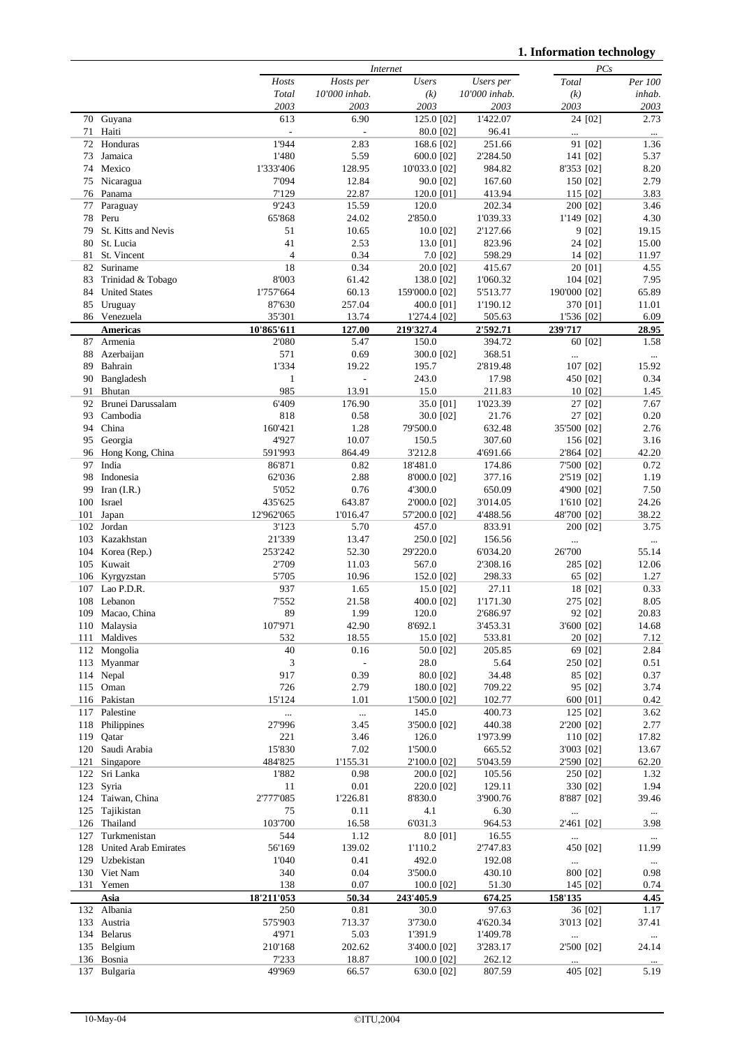## 1. Information technology

| | | Internet | | | | PCs | |
|---|---|---|---|---|---|---|---|
| | | Hosts | Hosts per | Users | Users per | Total | Per 100 |
| | | Total | 10'000 inhab. | (k) | 10'000 inhab. | (k) | inhab. |
| | | 2003 | 2003 | 2003 | 2003 | 2003 | 2003 |
| 70 | Guyana | 613 | 6.90 | 125.0 [02] | 1'422.07 | 24 [02] | 2.73 |
| 71 | Haiti | - | - | 80.0 [02] | 96.41 | ... | ... |
| 72 | Honduras | 1'944 | 2.83 | 168.6 [02] | 251.66 | 91 [02] | 1.36 |
| 73 | Jamaica | 1'480 | 5.59 | 600.0 [02] | 2'284.50 | 141 [02] | 5.37 |
| 74 | Mexico | 1'333'406 | 128.95 | 10'033.0 [02] | 984.82 | 8'353 [02] | 8.20 |
| 75 | Nicaragua | 7'094 | 12.84 | 90.0 [02] | 167.60 | 150 [02] | 2.79 |
| 76 | Panama | 7'129 | 22.87 | 120.0 [01] | 413.94 | 115 [02] | 3.83 |
| 77 | Paraguay | 9'243 | 15.59 | 120.0 | 202.34 | 200 [02] | 3.46 |
| 78 | Peru | 65'868 | 24.02 | 2'850.0 | 1'039.33 | 1'149 [02] | 4.30 |
| 79 | St. Kitts and Nevis | 51 | 10.65 | 10.0 [02] | 2'127.66 | 9 [02] | 19.15 |
| 80 | St. Lucia | 41 | 2.53 | 13.0 [01] | 823.96 | 24 [02] | 15.00 |
| 81 | St. Vincent | 4 | 0.34 | 7.0 [02] | 598.29 | 14 [02] | 11.97 |
| 82 | Suriname | 18 | 0.34 | 20.0 [02] | 415.67 | 20 [01] | 4.55 |
| 83 | Trinidad & Tobago | 8'003 | 61.42 | 138.0 [02] | 1'060.32 | 104 [02] | 7.95 |
| 84 | United States | 1'757'664 | 60.13 | 159'000.0 [02] | 5'513.77 | 190'000 [02] | 65.89 |
| 85 | Uruguay | 87'630 | 257.04 | 400.0 [01] | 1'190.12 | 370 [01] | 11.01 |
| 86 | Venezuela | 35'301 | 13.74 | 1'274.4 [02] | 505.63 | 1'536 [02] | 6.09 |
| | **Americas** | **10'865'611** | **127.00** | **219'327.4** | **2'592.71** | **239'717** | **28.95** |
| 87 | Armenia | 2'080 | 5.47 | 150.0 | 394.72 | 60 [02] | 1.58 |
| 88 | Azerbaijan | 571 | 0.69 | 300.0 [02] | 368.51 | ... | ... |
| 89 | Bahrain | 1'334 | 19.22 | 195.7 | 2'819.48 | 107 [02] | 15.92 |
| 90 | Bangladesh | 1 | - | 243.0 | 17.98 | 450 [02] | 0.34 |
| 91 | Bhutan | 985 | 13.91 | 15.0 | 211.83 | 10 [02] | 1.45 |
| 92 | Brunei Darussalam | 6'409 | 176.90 | 35.0 [01] | 1'023.39 | 27 [02] | 7.67 |
| 93 | Cambodia | 818 | 0.58 | 30.0 [02] | 21.76 | 27 [02] | 0.20 |
| 94 | China | 160'421 | 1.28 | 79'500.0 | 632.48 | 35'500 [02] | 2.76 |
| 95 | Georgia | 4'927 | 10.07 | 150.5 | 307.60 | 156 [02] | 3.16 |
| 96 | Hong Kong, China | 591'993 | 864.49 | 3'212.8 | 4'691.66 | 2'864 [02] | 42.20 |
| 97 | India | 86'871 | 0.82 | 18'481.0 | 174.86 | 7'500 [02] | 0.72 |
| 98 | Indonesia | 62'036 | 2.88 | 8'000.0 [02] | 377.16 | 2'519 [02] | 1.19 |
| 99 | Iran (I.R.) | 5'052 | 0.76 | 4'300.0 | 650.09 | 4'900 [02] | 7.50 |
| 100 | Israel | 435'625 | 643.87 | 2'000.0 [02] | 3'014.05 | 1'610 [02] | 24.26 |
| 101 | Japan | 12'962'065 | 1'016.47 | 57'200.0 [02] | 4'488.56 | 48'700 [02] | 38.22 |
| 102 | Jordan | 3'123 | 5.70 | 457.0 | 833.91 | 200 [02] | 3.75 |
| 103 | Kazakhstan | 21'339 | 13.47 | 250.0 [02] | 156.56 | ... | ... |
| 104 | Korea (Rep.) | 253'242 | 52.30 | 29'220.0 | 6'034.20 | 26'700 | 55.14 |
| 105 | Kuwait | 2'709 | 11.03 | 567.0 | 2'308.16 | 285 [02] | 12.06 |
| 106 | Kyrgyzstan | 5'705 | 10.96 | 152.0 [02] | 298.33 | 65 [02] | 1.27 |
| 107 | Lao P.D.R. | 937 | 1.65 | 15.0 [02] | 27.11 | 18 [02] | 0.33 |
| 108 | Lebanon | 7'552 | 21.58 | 400.0 [02] | 1'171.30 | 275 [02] | 8.05 |
| 109 | Macao, China | 89 | 1.99 | 120.0 | 2'686.97 | 92 [02] | 20.83 |
| 110 | Malaysia | 107'971 | 42.90 | 8'692.1 | 3'453.31 | 3'600 [02] | 14.68 |
| 111 | Maldives | 532 | 18.55 | 15.0 [02] | 533.81 | 20 [02] | 7.12 |
| 112 | Mongolia | 40 | 0.16 | 50.0 [02] | 205.85 | 69 [02] | 2.84 |
| 113 | Myanmar | 3 | - | 28.0 | 5.64 | 250 [02] | 0.51 |
| 114 | Nepal | 917 | 0.39 | 80.0 [02] | 34.48 | 85 [02] | 0.37 |
| 115 | Oman | 726 | 2.79 | 180.0 [02] | 709.22 | 95 [02] | 3.74 |
| 116 | Pakistan | 15'124 | 1.01 | 1'500.0 [02] | 102.77 | 600 [01] | 0.42 |
| 117 | Palestine | ... | ... | 145.0 | 400.73 | 125 [02] | 3.62 |
| 118 | Philippines | 27'996 | 3.45 | 3'500.0 [02] | 440.38 | 2'200 [02] | 2.77 |
| 119 | Qatar | 221 | 3.46 | 126.0 | 1'973.99 | 110 [02] | 17.82 |
| 120 | Saudi Arabia | 15'830 | 7.02 | 1'500.0 | 665.52 | 3'003 [02] | 13.67 |
| 121 | Singapore | 484'825 | 1'155.31 | 2'100.0 [02] | 5'043.59 | 2'590 [02] | 62.20 |
| 122 | Sri Lanka | 1'882 | 0.98 | 200.0 [02] | 105.56 | 250 [02] | 1.32 |
| 123 | Syria | 11 | 0.01 | 220.0 [02] | 129.11 | 330 [02] | 1.94 |
| 124 | Taiwan, China | 2'777'085 | 1'226.81 | 8'830.0 | 3'900.76 | 8'887 [02] | 39.46 |
| 125 | Tajikistan | 75 | 0.11 | 4.1 | 6.30 | ... | ... |
| 126 | Thailand | 103'700 | 16.58 | 6'031.3 | 964.53 | 2'461 [02] | 3.98 |
| 127 | Turkmenistan | 544 | 1.12 | 8.0 [01] | 16.55 | ... | ... |
| 128 | United Arab Emirates | 56'169 | 139.02 | 1'110.2 | 2'747.83 | 450 [02] | 11.99 |
| 129 | Uzbekistan | 1'040 | 0.41 | 492.0 | 192.08 | ... | ... |
| 130 | Viet Nam | 340 | 0.04 | 3'500.0 | 430.10 | 800 [02] | 0.98 |
| 131 | Yemen | 138 | 0.07 | 100.0 [02] | 51.30 | 145 [02] | 0.74 |
| | **Asia** | **18'211'053** | **50.34** | **243'405.9** | **674.25** | **158'135** | **4.45** |
| 132 | Albania | 250 | 0.81 | 30.0 | 97.63 | 36 [02] | 1.17 |
| 133 | Austria | 575'903 | 713.37 | 3'730.0 | 4'620.34 | 3'013 [02] | 37.41 |
| 134 | Belarus | 4'971 | 5.03 | 1'391.9 | 1'409.78 | ... | ... |
| 135 | Belgium | 210'168 | 202.62 | 3'400.0 [02] | 3'283.17 | 2'500 [02] | 24.14 |
| 136 | Bosnia | 7'233 | 18.87 | 100.0 [02] | 262.12 | ... | ... |
| 137 | Bulgaria | 49'969 | 66.57 | 630.0 [02] | 807.59 | 405 [02] | 5.19 |

10-May-04 ©ITU,2004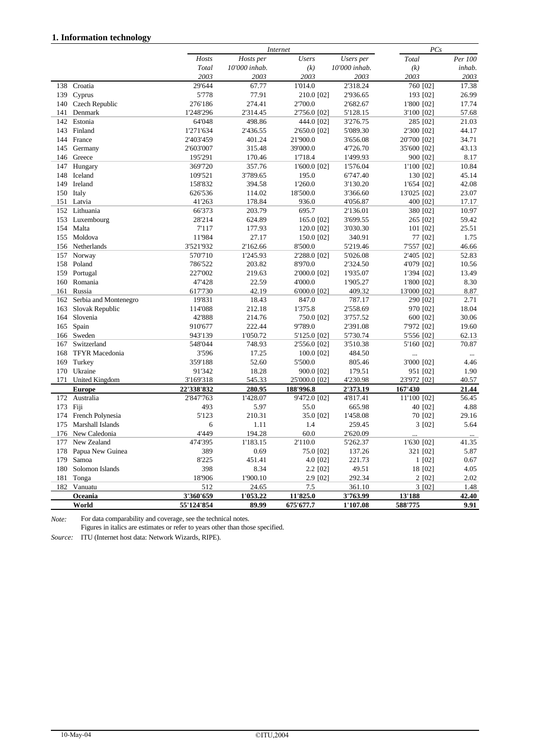## 1. Information technology

| | | Internet | | | | PCs | |
|---|---|---|---|---|---|---|---|
| | | *Hosts* | *Hosts per* | *Users* | *Users per* | *Total* | *Per 100* |
| | | *Total* | *10'000 inhab.* | *(k)* | *10'000 inhab.* | *(k)* | *inhab.* |
| | | *2003* | *2003* | *2003* | *2003* | *2003* | *2003* |
| 138 | Croatia | 29'644 | 67.77 | 1'014.0 | 2'318.24 | 760 [02] | 17.38 |
| 139 | Cyprus | 5'778 | 77.91 | 210.0 [02] | 2'936.65 | 193 [02] | 26.99 |
| 140 | Czech Republic | 276'186 | 274.41 | 2'700.0 | 2'682.67 | 1'800 [02] | 17.74 |
| 141 | Denmark | 1'248'296 | 2'314.45 | 2'756.0 [02] | 5'128.15 | 3'100 [02] | 57.68 |
| 142 | Estonia | 64'048 | 498.86 | 444.0 [02] | 3'276.75 | 285 [02] | 21.03 |
| 143 | Finland | 1'271'634 | 2'436.55 | 2'650.0 [02] | 5'089.30 | 2'300 [02] | 44.17 |
| 144 | France | 2'403'459 | 401.24 | 21'900.0 | 3'656.08 | 20'700 [02] | 34.71 |
| 145 | Germany | 2'603'007 | 315.48 | 39'000.0 | 4'726.70 | 35'600 [02] | 43.13 |
| 146 | Greece | 195'291 | 170.46 | 1'718.4 | 1'499.93 | 900 [02] | 8.17 |
| 147 | Hungary | 369'720 | 357.76 | 1'600.0 [02] | 1'576.04 | 1'100 [02] | 10.84 |
| 148 | Iceland | 109'521 | 3'789.65 | 195.0 | 6'747.40 | 130 [02] | 45.14 |
| 149 | Ireland | 158'832 | 394.58 | 1'260.0 | 3'130.20 | 1'654 [02] | 42.08 |
| 150 | Italy | 626'536 | 114.02 | 18'500.0 | 3'366.60 | 13'025 [02] | 23.07 |
| 151 | Latvia | 41'263 | 178.84 | 936.0 | 4'056.87 | 400 [02] | 17.17 |
| 152 | Lithuania | 66'373 | 203.79 | 695.7 | 2'136.01 | 380 [02] | 10.97 |
| 153 | Luxembourg | 28'214 | 624.89 | 165.0 [02] | 3'699.55 | 265 [02] | 59.42 |
| 154 | Malta | 7'117 | 177.93 | 120.0 [02] | 3'030.30 | 101 [02] | 25.51 |
| 155 | Moldova | 11'984 | 27.17 | 150.0 [02] | 340.91 | 77 [02] | 1.75 |
| 156 | Netherlands | 3'521'932 | 2'162.66 | 8'500.0 | 5'219.46 | 7'557 [02] | 46.66 |
| 157 | Norway | 570'710 | 1'245.93 | 2'288.0 [02] | 5'026.08 | 2'405 [02] | 52.83 |
| 158 | Poland | 786'522 | 203.82 | 8'970.0 | 2'324.50 | 4'079 [02] | 10.56 |
| 159 | Portugal | 227'002 | 219.63 | 2'000.0 [02] | 1'935.07 | 1'394 [02] | 13.49 |
| 160 | Romania | 47'428 | 22.59 | 4'000.0 | 1'905.27 | 1'800 [02] | 8.30 |
| 161 | Russia | 617'730 | 42.19 | 6'000.0 [02] | 409.32 | 13'000 [02] | 8.87 |
| 162 | Serbia and Montenegro | 19'831 | 18.43 | 847.0 | 787.17 | 290 [02] | 2.71 |
| 163 | Slovak Republic | 114'088 | 212.18 | 1'375.8 | 2'558.69 | 970 [02] | 18.04 |
| 164 | Slovenia | 42'888 | 214.76 | 750.0 [02] | 3'757.52 | 600 [02] | 30.06 |
| 165 | Spain | 910'677 | 222.44 | 9'789.0 | 2'391.08 | 7'972 [02] | 19.60 |
| 166 | Sweden | 943'139 | 1'050.72 | 5'125.0 [02] | 5'730.74 | 5'556 [02] | 62.13 |
| 167 | Switzerland | 548'044 | 748.93 | 2'556.0 [02] | 3'510.38 | 5'160 [02] | 70.87 |
| 168 | TFYR Macedonia | 3'596 | 17.25 | 100.0 [02] | 484.50 | ... | ... |
| 169 | Turkey | 359'188 | 52.60 | 5'500.0 | 805.46 | 3'000 [02] | 4.46 |
| 170 | Ukraine | 91'342 | 18.28 | 900.0 [02] | 179.51 | 951 [02] | 1.90 |
| 171 | United Kingdom | 3'169'318 | 545.33 | 25'000.0 [02] | 4'230.98 | 23'972 [02] | 40.57 |
| | **Europe** | **22'338'832** | **280.95** | **188'996.8** | **2'373.19** | **167'430** | **21.44** |
| 172 | Australia | 2'847'763 | 1'428.07 | 9'472.0 [02] | 4'817.41 | 11'100 [02] | 56.45 |
| 173 | Fiji | 493 | 5.97 | 55.0 | 665.98 | 40 [02] | 4.88 |
| 174 | French Polynesia | 5'123 | 210.31 | 35.0 [02] | 1'458.08 | 70 [02] | 29.16 |
| 175 | Marshall Islands | 6 | 1.11 | 1.4 | 259.45 | 3 [02] | 5.64 |
| 176 | New Caledonia | 4'449 | 194.28 | 60.0 | 2'620.09 | ... | ... |
| 177 | New Zealand | 474'395 | 1'183.15 | 2'110.0 | 5'262.37 | 1'630 [02] | 41.35 |
| 178 | Papua New Guinea | 389 | 0.69 | 75.0 [02] | 137.26 | 321 [02] | 5.87 |
| 179 | Samoa | 8'225 | 451.41 | 4.0 [02] | 221.73 | 1 [02] | 0.67 |
| 180 | Solomon Islands | 398 | 8.34 | 2.2 [02] | 49.51 | 18 [02] | 4.05 |
| 181 | Tonga | 18'906 | 1'900.10 | 2.9 [02] | 292.34 | 2 [02] | 2.02 |
| 182 | Vanuatu | 512 | 24.65 | 7.5 | 361.10 | 3 [02] | 1.48 |
| | **Oceania** | **3'360'659** | **1'053.22** | **11'825.0** | **3'763.99** | **13'188** | **42.40** |
| | **World** | **55'124'854** | **89.99** | **675'677.7** | **1'107.08** | **588'775** | **9.91** |

*Note:* For data comparability and coverage, see the technical notes.
Figures in italics are estimates or refer to years other than those specified.

*Source:* ITU (Internet host data: Network Wizards, RIPE).

10-May-04 ©ITU,2004